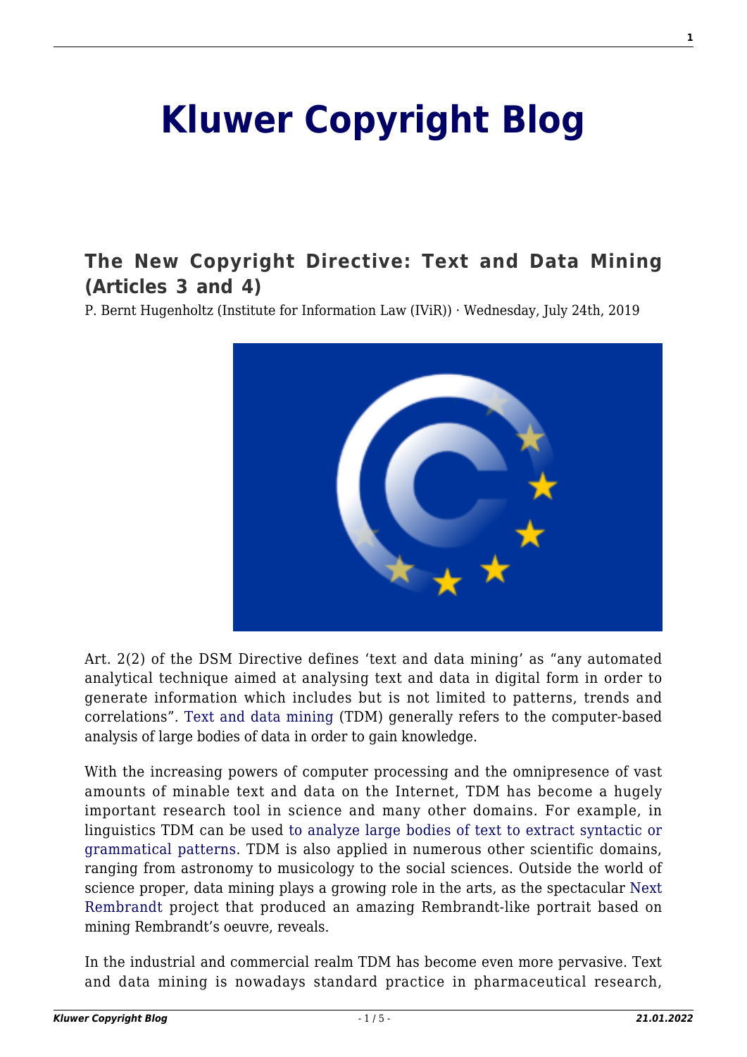# Kluwer Copyright Blog

## The New Copyright Directive: Text and Data Mining (Articles 3 and 4)

P. Bernt Hugenholtz (Institute for Information Law (IViR)) · Wednesday, July 24th, 2019

Art. 2(2) of the DSM Directive defines 'text and data mining' as "any automated analytical technique aimed at analysing text and data in digital form in order to generate information which includes but is not limited to patterns, trends and correlations". Text and data mining (TDM) generally refers to the computer-based analysis of large bodies of data in order to gain knowledge.

With the increasing powers of computer processing and the omnipresence of vast amounts of minable text and data on the Internet, TDM has become a hugely important research tool in science and many other domains. For example, in linguistics TDM can be used to analyze large bodies of text to extract syntactic or grammatical patterns. TDM is also applied in numerous other scientific domains, ranging from astronomy to musicology to the social sciences. Outside the world of science proper, data mining plays a growing role in the arts, as the spectacular Next Rembrandt project that produced an amazing Rembrandt-like portrait based on mining Rembrandt's oeuvre, reveals.

In the industrial and commercial realm TDM has become even more pervasive. Text and data mining is nowadays standard practice in pharmaceutical research,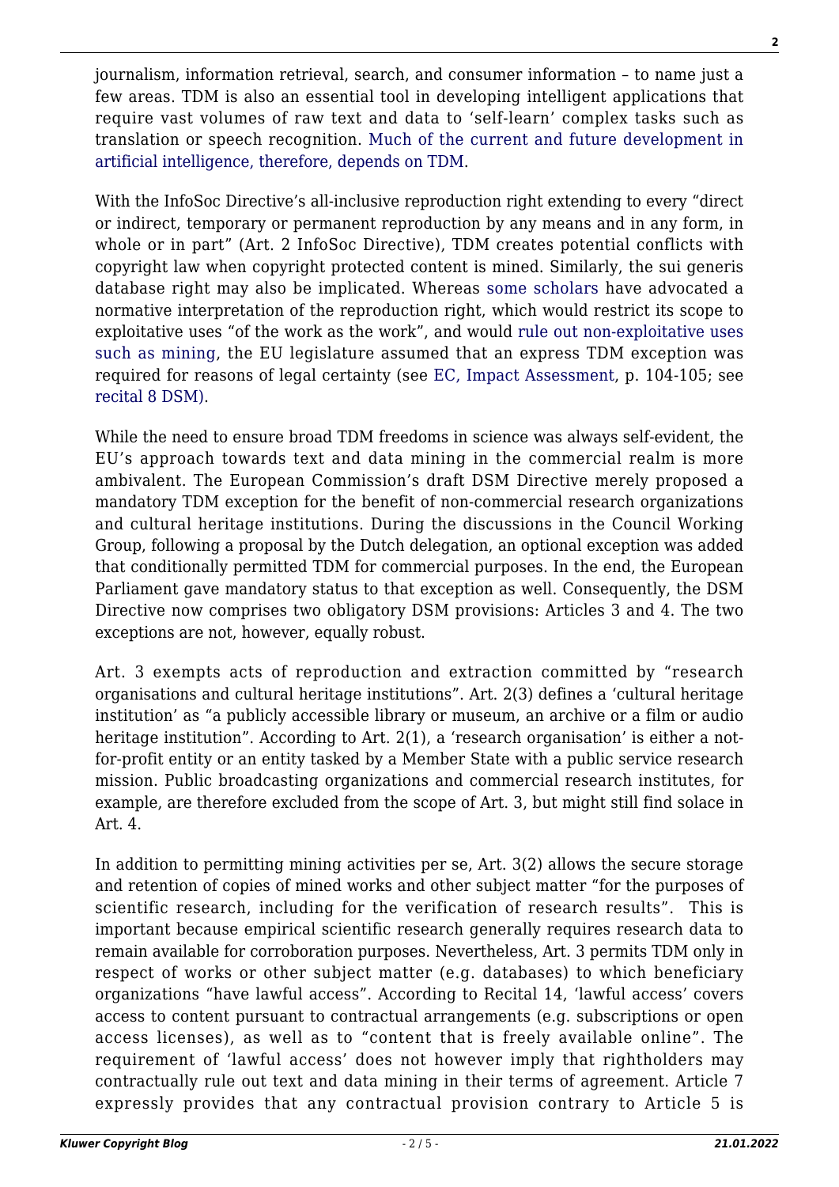journalism, information retrieval, search, and consumer information – to name just a few areas. TDM is also an essential tool in developing intelligent applications that require vast volumes of raw text and data to 'self-learn' complex tasks such as translation or speech recognition. Much of the current and future development in artificial intelligence, therefore, depends on TDM.

With the InfoSoc Directive's all-inclusive reproduction right extending to every "direct or indirect, temporary or permanent reproduction by any means and in any form, in whole or in part" (Art. 2 InfoSoc Directive), TDM creates potential conflicts with copyright law when copyright protected content is mined. Similarly, the sui generis database right may also be implicated. Whereas some scholars have advocated a normative interpretation of the reproduction right, which would restrict its scope to exploitative uses "of the work as the work", and would rule out non-exploitative uses such as mining, the EU legislature assumed that an express TDM exception was required for reasons of legal certainty (see EC, Impact Assessment, p. 104-105; see recital 8 DSM).

While the need to ensure broad TDM freedoms in science was always self-evident, the EU's approach towards text and data mining in the commercial realm is more ambivalent. The European Commission's draft DSM Directive merely proposed a mandatory TDM exception for the benefit of non-commercial research organizations and cultural heritage institutions. During the discussions in the Council Working Group, following a proposal by the Dutch delegation, an optional exception was added that conditionally permitted TDM for commercial purposes. In the end, the European Parliament gave mandatory status to that exception as well. Consequently, the DSM Directive now comprises two obligatory DSM provisions: Articles 3 and 4. The two exceptions are not, however, equally robust.

Art. 3 exempts acts of reproduction and extraction committed by "research organisations and cultural heritage institutions". Art. 2(3) defines a 'cultural heritage institution' as "a publicly accessible library or museum, an archive or a film or audio heritage institution". According to Art. 2(1), a 'research organisation' is either a not-for-profit entity or an entity tasked by a Member State with a public service research mission. Public broadcasting organizations and commercial research institutes, for example, are therefore excluded from the scope of Art. 3, but might still find solace in Art. 4.

In addition to permitting mining activities per se, Art. 3(2) allows the secure storage and retention of copies of mined works and other subject matter "for the purposes of scientific research, including for the verification of research results". This is important because empirical scientific research generally requires research data to remain available for corroboration purposes. Nevertheless, Art. 3 permits TDM only in respect of works or other subject matter (e.g. databases) to which beneficiary organizations "have lawful access". According to Recital 14, 'lawful access' covers access to content pursuant to contractual arrangements (e.g. subscriptions or open access licenses), as well as to "content that is freely available online". The requirement of 'lawful access' does not however imply that rightholders may contractually rule out text and data mining in their terms of agreement. Article 7 expressly provides that any contractual provision contrary to Article 5 is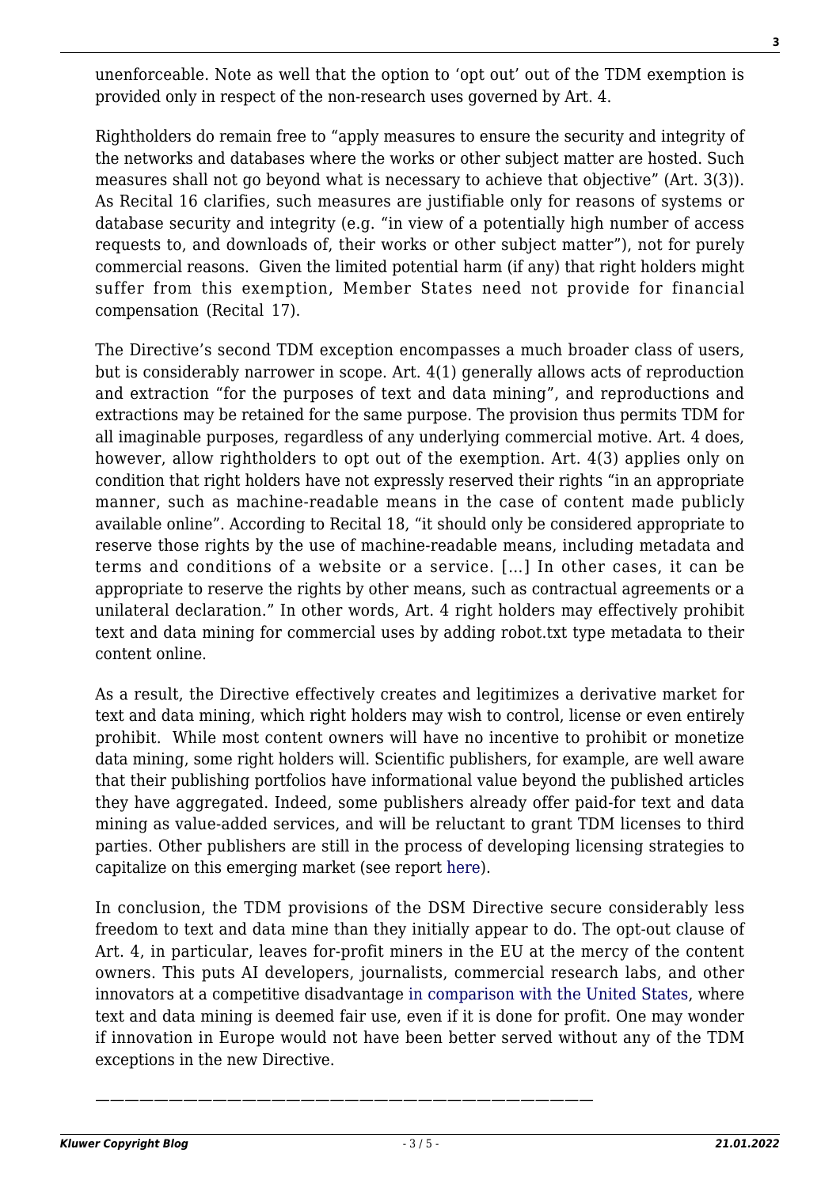unenforceable. Note as well that the option to 'opt out' out of the TDM exemption is provided only in respect of the non-research uses governed by Art. 4.

Rightholders do remain free to "apply measures to ensure the security and integrity of the networks and databases where the works or other subject matter are hosted. Such measures shall not go beyond what is necessary to achieve that objective" (Art. 3(3)). As Recital 16 clarifies, such measures are justifiable only for reasons of systems or database security and integrity (e.g. "in view of a potentially high number of access requests to, and downloads of, their works or other subject matter"), not for purely commercial reasons. Given the limited potential harm (if any) that right holders might suffer from this exemption, Member States need not provide for financial compensation (Recital 17).

The Directive's second TDM exception encompasses a much broader class of users, but is considerably narrower in scope. Art. 4(1) generally allows acts of reproduction and extraction "for the purposes of text and data mining", and reproductions and extractions may be retained for the same purpose. The provision thus permits TDM for all imaginable purposes, regardless of any underlying commercial motive. Art. 4 does, however, allow rightholders to opt out of the exemption. Art. 4(3) applies only on condition that right holders have not expressly reserved their rights "in an appropriate manner, such as machine-readable means in the case of content made publicly available online". According to Recital 18, "it should only be considered appropriate to reserve those rights by the use of machine-readable means, including metadata and terms and conditions of a website or a service. […] In other cases, it can be appropriate to reserve the rights by other means, such as contractual agreements or a unilateral declaration." In other words, Art. 4 right holders may effectively prohibit text and data mining for commercial uses by adding robot.txt type metadata to their content online.

As a result, the Directive effectively creates and legitimizes a derivative market for text and data mining, which right holders may wish to control, license or even entirely prohibit. While most content owners will have no incentive to prohibit or monetize data mining, some right holders will. Scientific publishers, for example, are well aware that their publishing portfolios have informational value beyond the published articles they have aggregated. Indeed, some publishers already offer paid-for text and data mining as value-added services, and will be reluctant to grant TDM licenses to third parties. Other publishers are still in the process of developing licensing strategies to capitalize on this emerging market (see report here).

In conclusion, the TDM provisions of the DSM Directive secure considerably less freedom to text and data mine than they initially appear to do. The opt-out clause of Art. 4, in particular, leaves for-profit miners in the EU at the mercy of the content owners. This puts AI developers, journalists, commercial research labs, and other innovators at a competitive disadvantage in comparison with the United States, where text and data mining is deemed fair use, even if it is done for profit. One may wonder if innovation in Europe would not have been better served without any of the TDM exceptions in the new Directive.

————————————————————————————————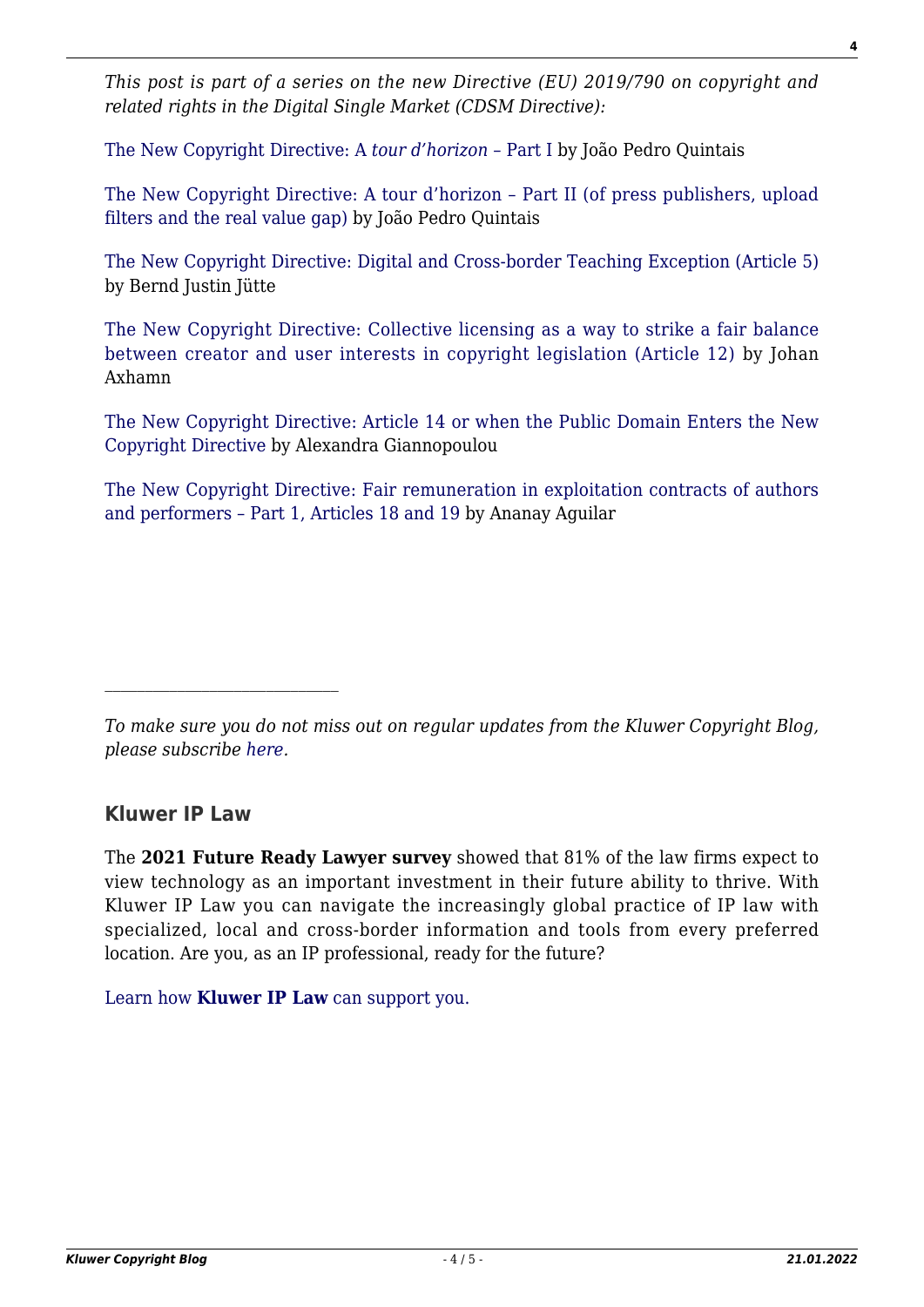*This post is part of a series on the new Directive (EU) 2019/790 on copyright and related rights in the Digital Single Market (CDSM Directive):*

The New Copyright Directive: A *tour d'horizon* – Part I by João Pedro Quintais

The New Copyright Directive: A tour d'horizon – Part II (of press publishers, upload filters and the real value gap) by João Pedro Quintais

The New Copyright Directive: Digital and Cross-border Teaching Exception (Article 5) by Bernd Justin Jütte

The New Copyright Directive: Collective licensing as a way to strike a fair balance between creator and user interests in copyright legislation (Article 12) by Johan Axhamn

The New Copyright Directive: Article 14 or when the Public Domain Enters the New Copyright Directive by Alexandra Giannopoulou

The New Copyright Directive: Fair remuneration in exploitation contracts of authors and performers – Part 1, Articles 18 and 19 by Ananay Aguilar

---

*To make sure you do not miss out on regular updates from the Kluwer Copyright Blog, please subscribe here.*

### Kluwer IP Law

The **2021 Future Ready Lawyer survey** showed that 81% of the law firms expect to view technology as an important investment in their future ability to thrive. With Kluwer IP Law you can navigate the increasingly global practice of IP law with specialized, local and cross-border information and tools from every preferred location. Are you, as an IP professional, ready for the future?

Learn how **Kluwer IP Law** can support you.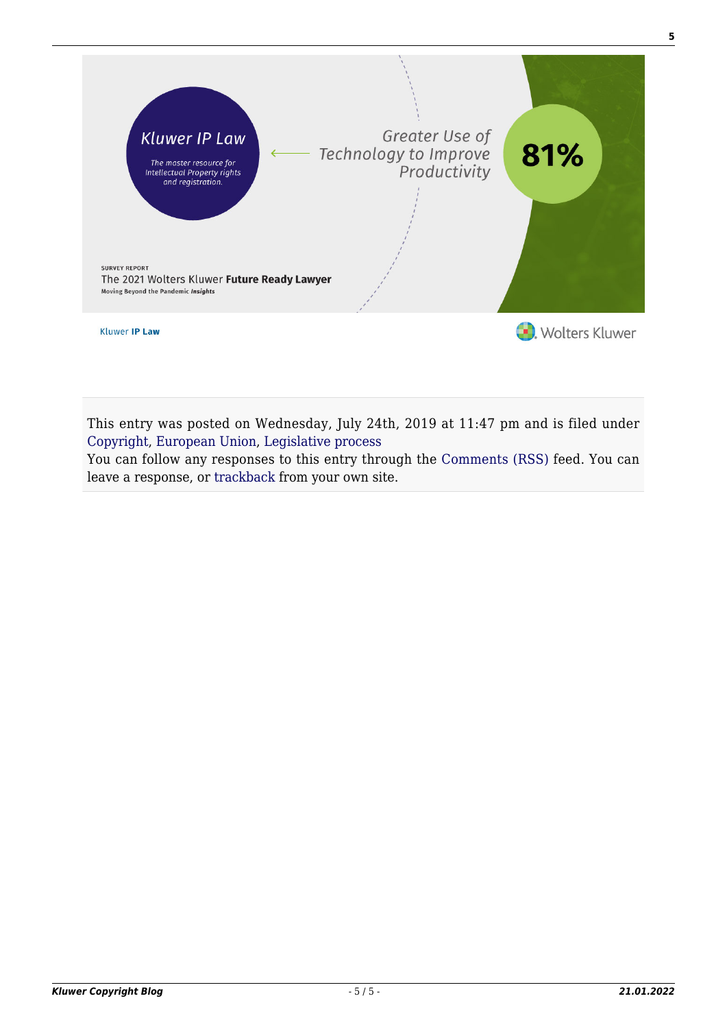Kluwer IP Law

The master resource for Intellectual Property rights and registration.

Greater Use of Technology to Improve Productivity

81%

SURVEY REPORT

The 2021 Wolters Kluwer **Future Ready Lawyer**

Moving Beyond the Pandemic *Insights*

Kluwer **IP Law**

Wolters Kluwer

This entry was posted on Wednesday, July 24th, 2019 at 11:47 pm and is filed under Copyright, European Union, Legislative process
You can follow any responses to this entry through the Comments (RSS) feed. You can leave a response, or trackback from your own site.